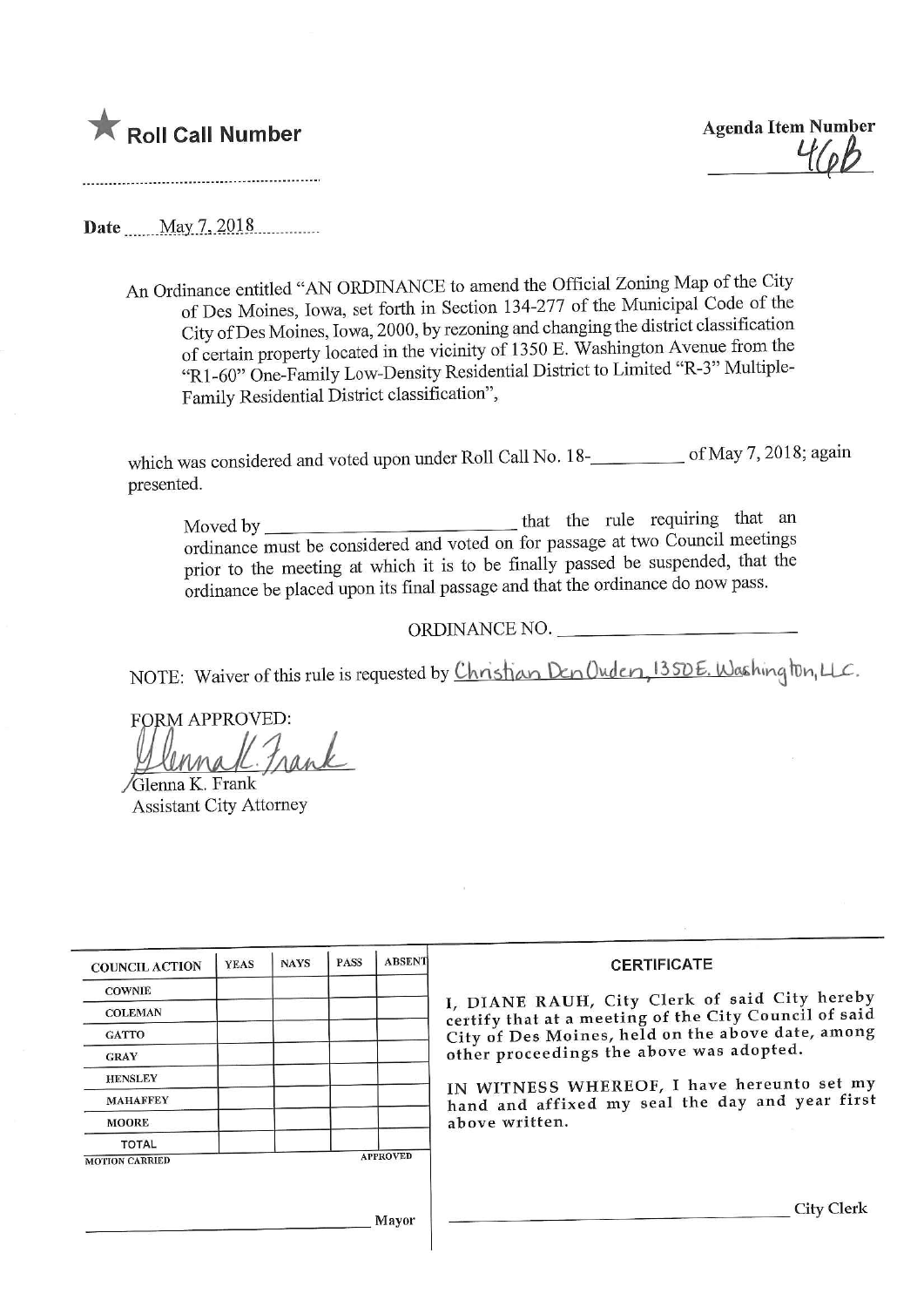★ **Roll Call Number**

**Agenda Item Number**
46b

..........................................................

**Date** May 7, 2018

An Ordinance entitled "AN ORDINANCE to amend the Official Zoning Map of the City of Des Moines, Iowa, set forth in Section 134-277 of the Municipal Code of the City of Des Moines, Iowa, 2000, by rezoning and changing the district classification of certain property located in the vicinity of 1350 E. Washington Avenue from the "R1-60" One-Family Low-Density Residential District to Limited "R-3" Multiple-Family Residential District classification",

which was considered and voted upon under Roll Call No. 18-\_\_\_\_\_\_\_\_\_ of May 7, 2018; again presented.

Moved by \_\_\_\_\_\_\_\_\_\_\_\_\_\_\_\_\_\_\_\_\_\_\_\_ that the rule requiring that an ordinance must be considered and voted on for passage at two Council meetings prior to the meeting at which it is to be finally passed be suspended, that the ordinance be placed upon its final passage and that the ordinance do now pass.

ORDINANCE NO. \_\_\_\_\_\_\_\_\_\_\_\_\_\_\_\_\_\_\_\_\_\_\_\_

NOTE: Waiver of this rule is requested by Christian Den Ouden, 1350 E. Washington, LLC.

FORM APPROVED:

Glenna K. Frank
Glenna K. Frank
Assistant City Attorney

| COUNCIL ACTION | YEAS | NAYS | PASS | ABSENT |
|---|---|---|---|---|
| COWNIE | | | | |
| COLEMAN | | | | |
| GATTO | | | | |
| GRAY | | | | |
| HENSLEY | | | | |
| MAHAFFEY | | | | |
| MOORE | | | | |
| TOTAL | | | | |

MOTION CARRIED APPROVED

\_\_\_\_\_\_\_\_\_\_\_\_\_\_\_\_\_\_\_\_\_\_\_\_ Mayor

**CERTIFICATE**

I, DIANE RAUH, City Clerk of said City hereby certify that at a meeting of the City Council of said City of Des Moines, held on the above date, among other proceedings the above was adopted.

IN WITNESS WHEREOF, I have hereunto set my hand and affixed my seal the day and year first above written.

\_\_\_\_\_\_\_\_\_\_\_\_\_\_\_\_\_\_\_\_\_\_\_\_ City Clerk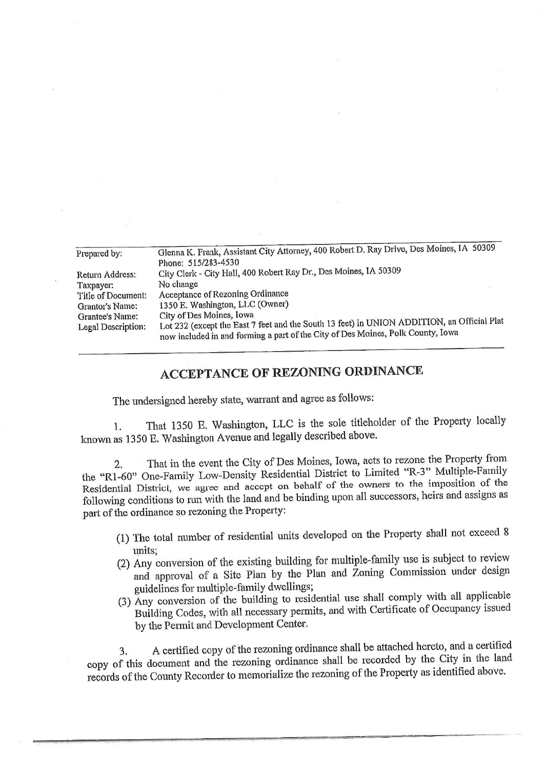| Prepared by: | Glenna K. Frank, Assistant City Attorney, 400 Robert D. Ray Drive, Des Moines, IA 50309 Phone: 515/283-4530 |
|---|---|
| Return Address: | City Clerk - City Hall, 400 Robert Ray Dr., Des Moines, IA 50309 |
| Taxpayer: | No change |
| Title of Document: | Acceptance of Rezoning Ordinance |
| Grantor's Name: | 1350 E. Washington, LLC (Owner) |
| Grantee's Name: | City of Des Moines, Iowa |
| Legal Description: | Lot 232 (except the East 7 feet and the South 13 feet) in UNION ADDITION, an Official Plat now included in and forming a part of the City of Des Moines, Polk County, Iowa |

# ACCEPTANCE OF REZONING ORDINANCE

The undersigned hereby state, warrant and agree as follows:

1. That 1350 E. Washington, LLC is the sole titleholder of the Property locally known as 1350 E. Washington Avenue and legally described above.

2. That in the event the City of Des Moines, Iowa, acts to rezone the Property from the "R1-60" One-Family Low-Density Residential District to Limited "R-3" Multiple-Family Residential District, we agree and accept on behalf of the owners to the imposition of the following conditions to run with the land and be binding upon all successors, heirs and assigns as part of the ordinance so rezoning the Property:

   (1) The total number of residential units developed on the Property shall not exceed 8 units;
   (2) Any conversion of the existing building for multiple-family use is subject to review and approval of a Site Plan by the Plan and Zoning Commission under design guidelines for multiple-family dwellings;
   (3) Any conversion of the building to residential use shall comply with all applicable Building Codes, with all necessary permits, and with Certificate of Occupancy issued by the Permit and Development Center.

3. A certified copy of the rezoning ordinance shall be attached hereto, and a certified copy of this document and the rezoning ordinance shall be recorded by the City in the land records of the County Recorder to memorialize the rezoning of the Property as identified above.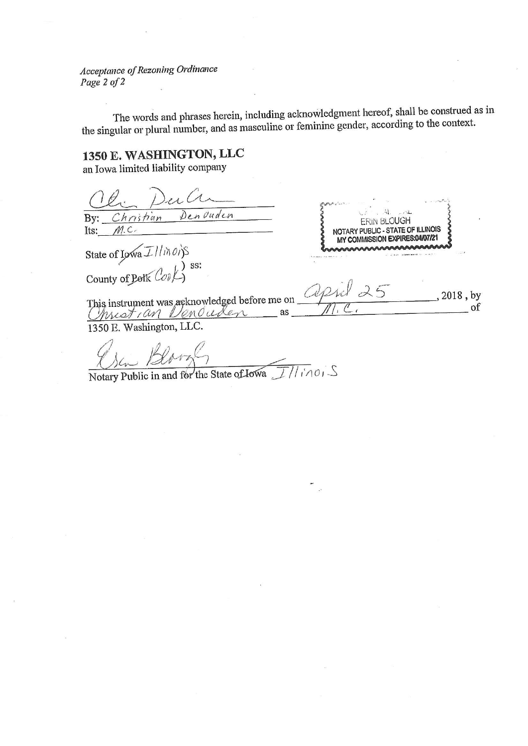*Acceptance of Rezoning Ordinance*
*Page 2 of 2*

The words and phrases herein, including acknowledgment hereof, shall be construed as in the singular or plural number, and as masculine or feminine gender, according to the context.

**1350 E. WASHINGTON, LLC**
an Iowa limited liability company

By: Christian DenOuden
Its: M.C.

OFFICIAL SEAL
ERIN BLOUGH
NOTARY PUBLIC - STATE OF ILLINOIS
MY COMMISSION EXPIRES:04/07/21

State of ~~Iowa~~ Illinois
) ss:
County of ~~Polk~~ Cook )

This instrument was acknowledged before me on April 25, 2018, by Christian DenOuden as M.C. of 1350 E. Washington, LLC.

Notary Public in and for the State of ~~Iowa~~ Illinois